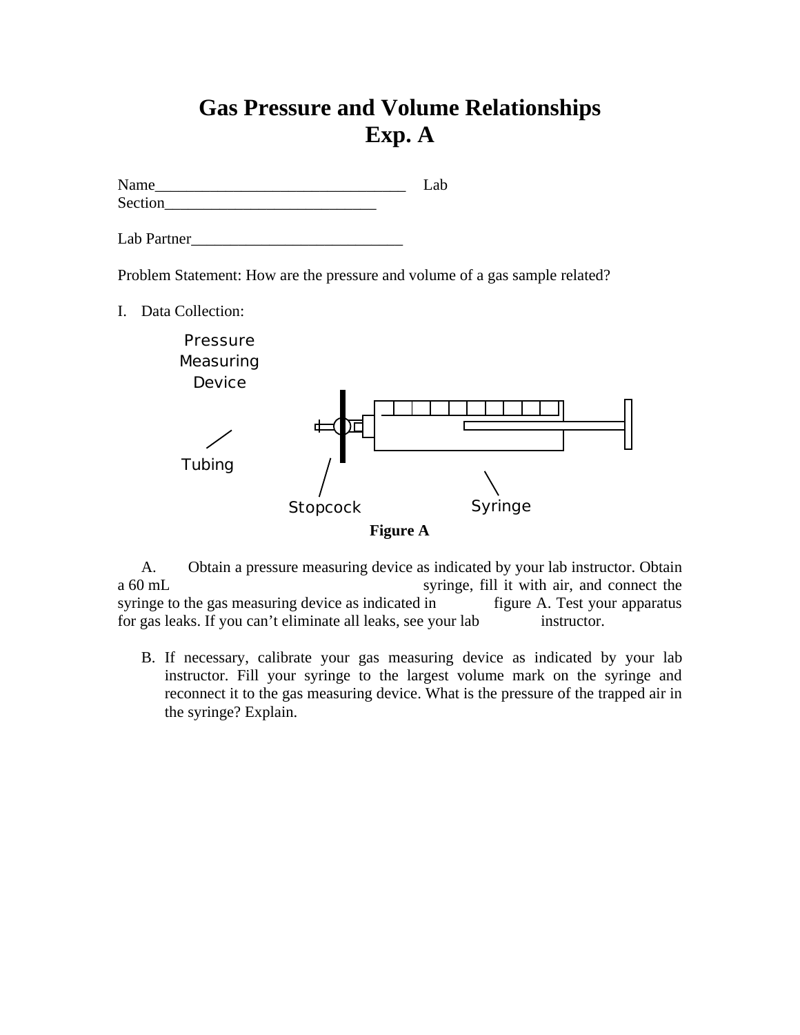# Gas Pressure and Volume Relationships
# Exp. A

Name________________________________ Lab Section___________________________

Lab Partner___________________________

Problem Statement: How are the pressure and volume of a gas sample related?

I. Data Collection:

Pressure Measuring Device

Tubing

Stopcock

Syringe

**Figure A**

A. Obtain a pressure measuring device as indicated by your lab instructor. Obtain a 60 mL syringe, fill it with air, and connect the syringe to the gas measuring device as indicated in figure A. Test your apparatus for gas leaks. If you can't eliminate all leaks, see your lab instructor.

B. If necessary, calibrate your gas measuring device as indicated by your lab instructor. Fill your syringe to the largest volume mark on the syringe and reconnect it to the gas measuring device. What is the pressure of the trapped air in the syringe? Explain.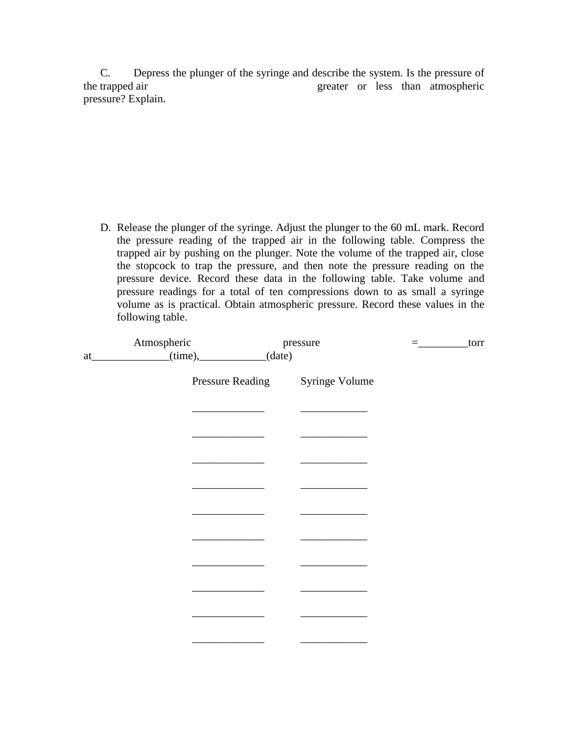C. Depress the plunger of the syringe and describe the system. Is the pressure of the trapped air greater or less than atmospheric pressure? Explain.

D. Release the plunger of the syringe. Adjust the plunger to the 60 mL mark. Record the pressure reading of the trapped air in the following table. Compress the trapped air by pushing on the plunger. Note the volume of the trapped air, close the stopcock to trap the pressure, and then note the pressure reading on the pressure device. Record these data in the following table. Take volume and pressure readings for a total of ten compressions down to as small a syringe volume as is practical. Obtain atmospheric pressure. Record these values in the following table.

Atmospheric pressure =_________torr at______________(time),____________(date)

| Pressure Reading | Syringe Volume |
|---|---|
| _____________ | ____________ |
| _____________ | ____________ |
| _____________ | ____________ |
| _____________ | ____________ |
| _____________ | ____________ |
| _____________ | ____________ |
| _____________ | ____________ |
| _____________ | ____________ |
| _____________ | ____________ |
| _____________ | ____________ |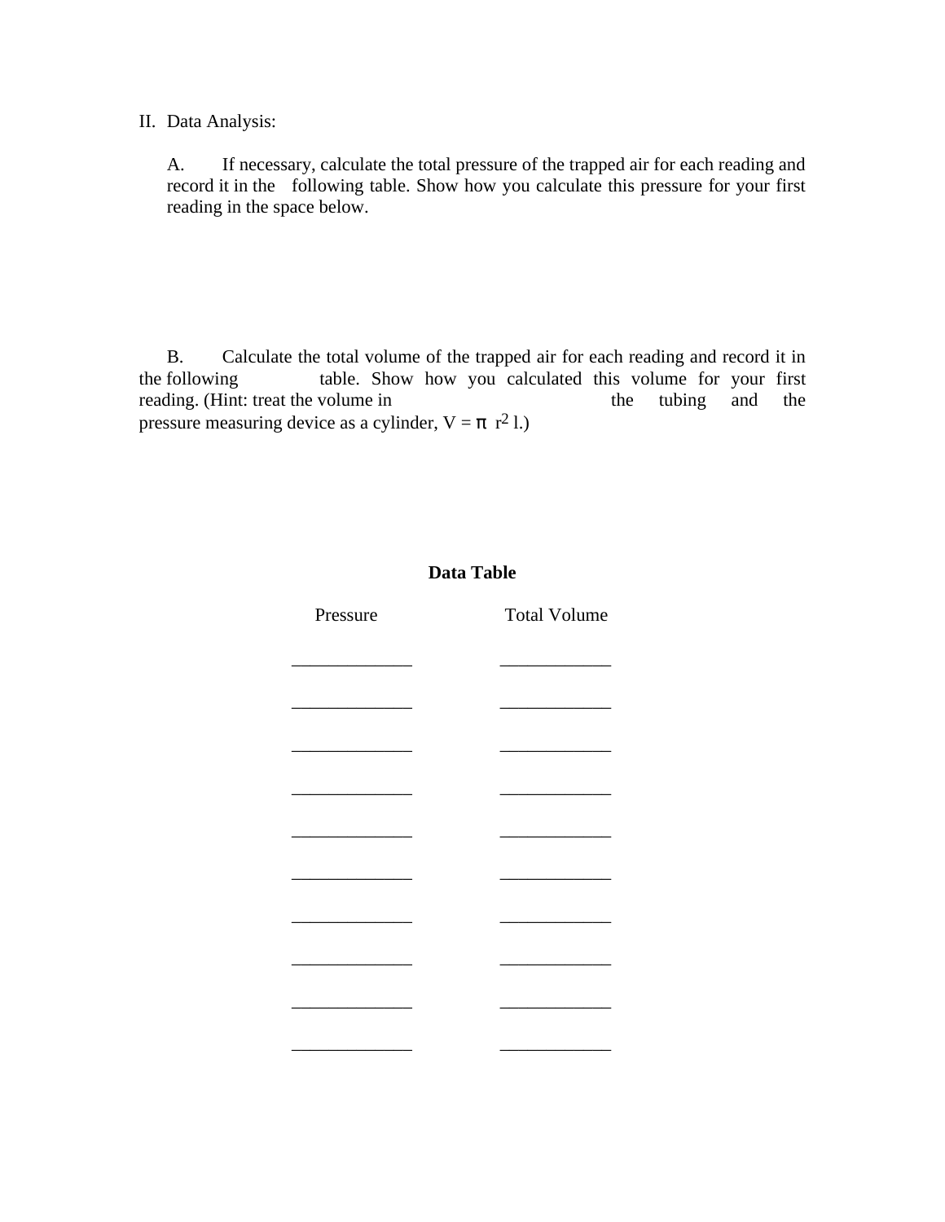II. Data Analysis:

A. If necessary, calculate the total pressure of the trapped air for each reading and record it in the following table. Show how you calculate this pressure for your first reading in the space below.

B. Calculate the total volume of the trapped air for each reading and record it in the following table. Show how you calculated this volume for your first reading. (Hint: treat the volume in the tubing and the pressure measuring device as a cylinder, $V = \pi r^2 l$.)

**Data Table**

| Pressure | Total Volume |
|---|---|
| _____________ | ____________ |
| _____________ | ____________ |
| _____________ | ____________ |
| _____________ | ____________ |
| _____________ | ____________ |
| _____________ | ____________ |
| _____________ | ____________ |
| _____________ | ____________ |
| _____________ | ____________ |
| _____________ | ____________ |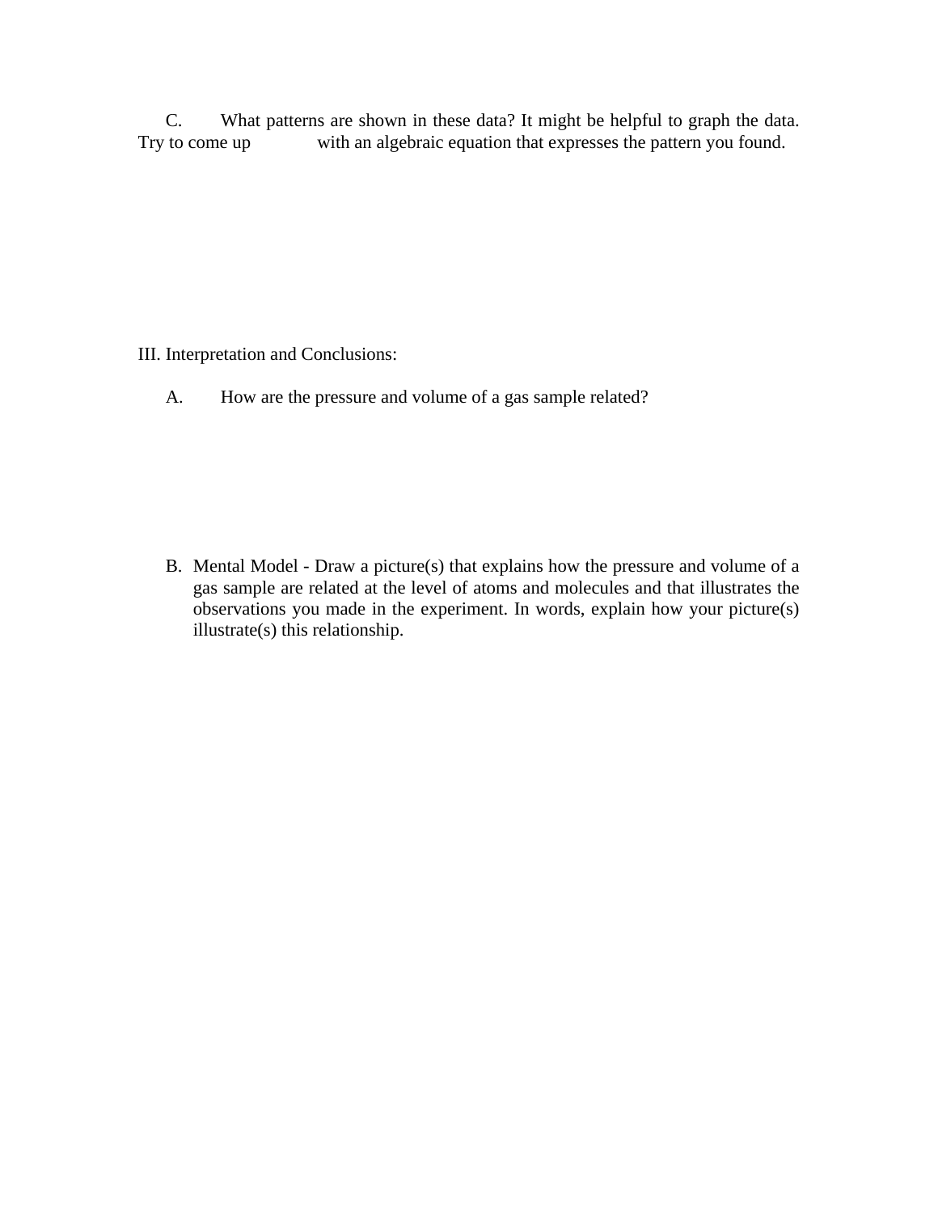C. What patterns are shown in these data? It might be helpful to graph the data. Try to come up with an algebraic equation that expresses the pattern you found.

III. Interpretation and Conclusions:

A. How are the pressure and volume of a gas sample related?

B. Mental Model - Draw a picture(s) that explains how the pressure and volume of a gas sample are related at the level of atoms and molecules and that illustrates the observations you made in the experiment. In words, explain how your picture(s) illustrate(s) this relationship.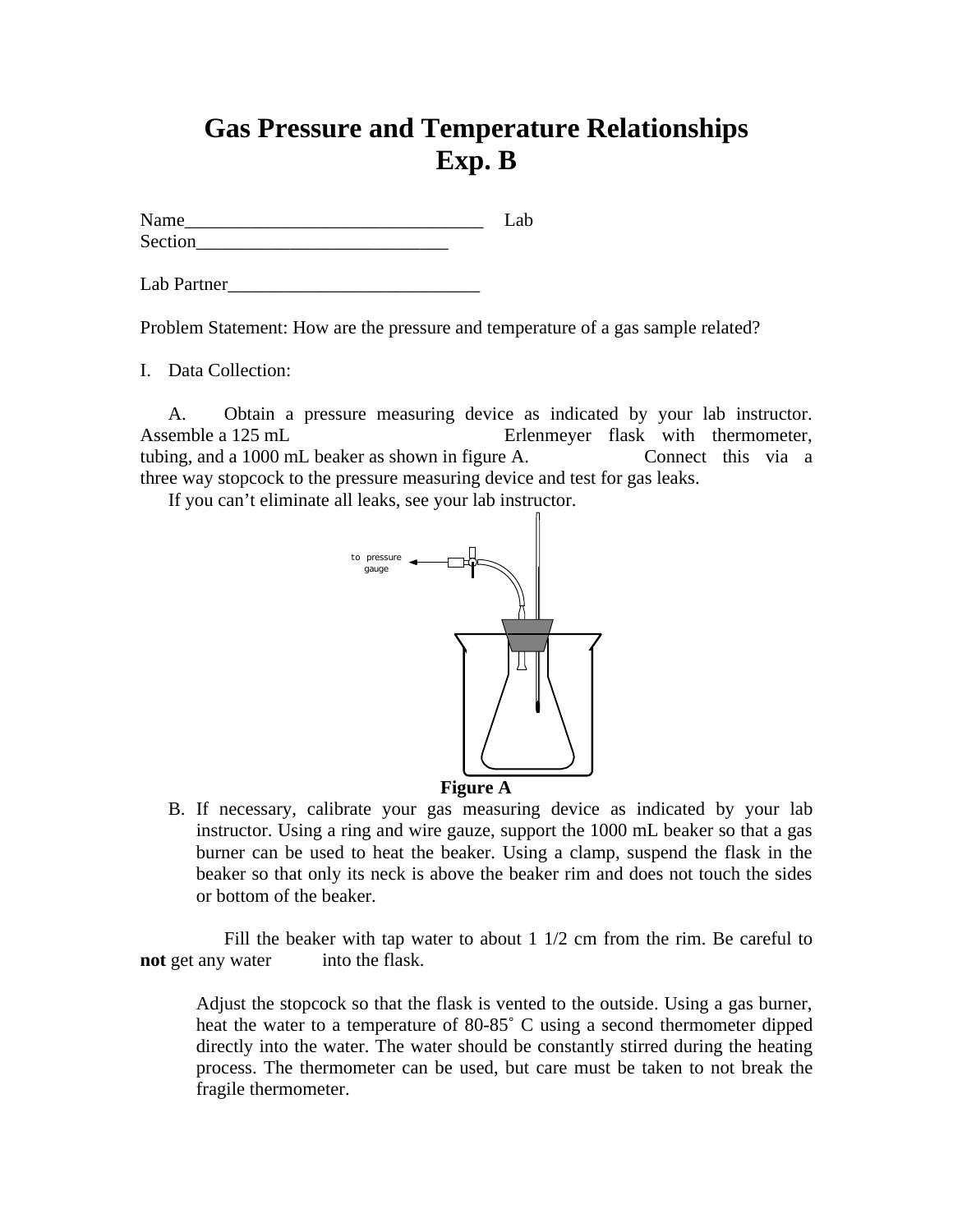# Gas Pressure and Temperature Relationships
# Exp. B

Name________________________________ Lab Section___________________________

Lab Partner___________________________

Problem Statement: How are the pressure and temperature of a gas sample related?

I. Data Collection:

A. Obtain a pressure measuring device as indicated by your lab instructor. Assemble a 125 mL Erlenmeyer flask with thermometer, tubing, and a 1000 mL beaker as shown in figure A. Connect this via a three way stopcock to the pressure measuring device and test for gas leaks.
If you can't eliminate all leaks, see your lab instructor.

to pressure gauge

**Figure A**

B. If necessary, calibrate your gas measuring device as indicated by your lab instructor. Using a ring and wire gauze, support the 1000 mL beaker so that a gas burner can be used to heat the beaker. Using a clamp, suspend the flask in the beaker so that only its neck is above the beaker rim and does not touch the sides or bottom of the beaker.

Fill the beaker with tap water to about 1 1/2 cm from the rim. Be careful to **not** get any water into the flask.

Adjust the stopcock so that the flask is vented to the outside. Using a gas burner, heat the water to a temperature of 80-85˚ C using a second thermometer dipped directly into the water. The water should be constantly stirred during the heating process. The thermometer can be used, but care must be taken to not break the fragile thermometer.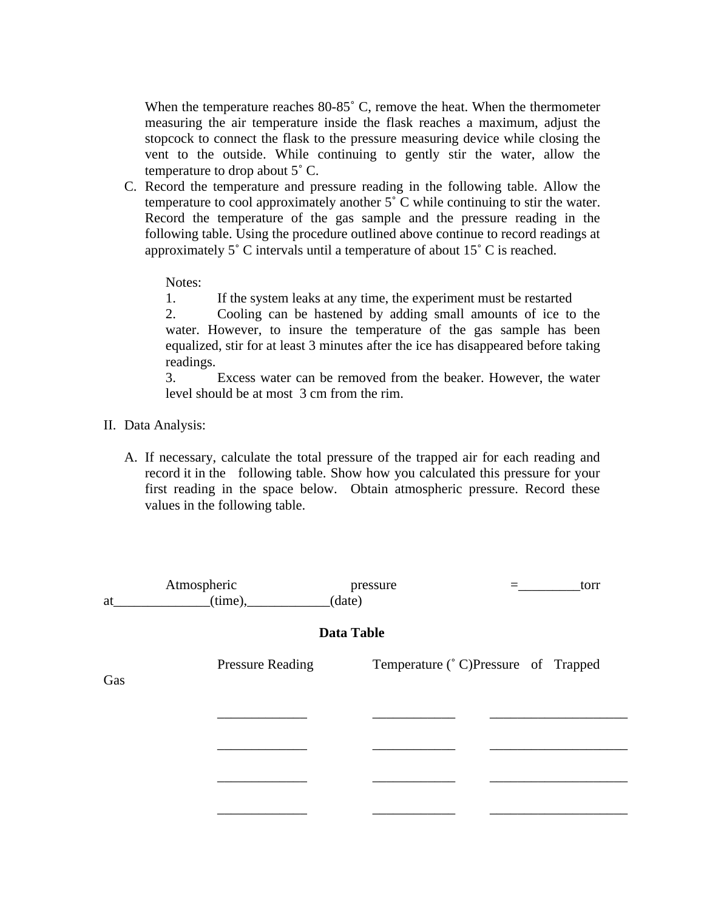When the temperature reaches 80-85˚ C, remove the heat. When the thermometer measuring the air temperature inside the flask reaches a maximum, adjust the stopcock to connect the flask to the pressure measuring device while closing the vent to the outside. While continuing to gently stir the water, allow the temperature to drop about 5˚ C.

C. Record the temperature and pressure reading in the following table. Allow the temperature to cool approximately another 5˚ C while continuing to stir the water. Record the temperature of the gas sample and the pressure reading in the following table. Using the procedure outlined above continue to record readings at approximately 5˚ C intervals until a temperature of about 15˚ C is reached.

   Notes:
   1. If the system leaks at any time, the experiment must be restarted
   2. Cooling can be hastened by adding small amounts of ice to the water. However, to insure the temperature of the gas sample has been equalized, stir for at least 3 minutes after the ice has disappeared before taking readings.
   3. Excess water can be removed from the beaker. However, the water level should be at most 3 cm from the rim.

II. Data Analysis:

A. If necessary, calculate the total pressure of the trapped air for each reading and record it in the following table. Show how you calculated this pressure for your first reading in the space below. Obtain atmospheric pressure. Record these values in the following table.

Atmospheric pressure =_________torr at______________(time),____________(date)

**Data Table**

| Pressure Reading | Temperature (˚ C) | Pressure of Trapped Gas |
|---|---|---|
| _____________ | ____________ | ____________________ |
| _____________ | ____________ | ____________________ |
| _____________ | ____________ | ____________________ |
| _____________ | ____________ | ____________________ |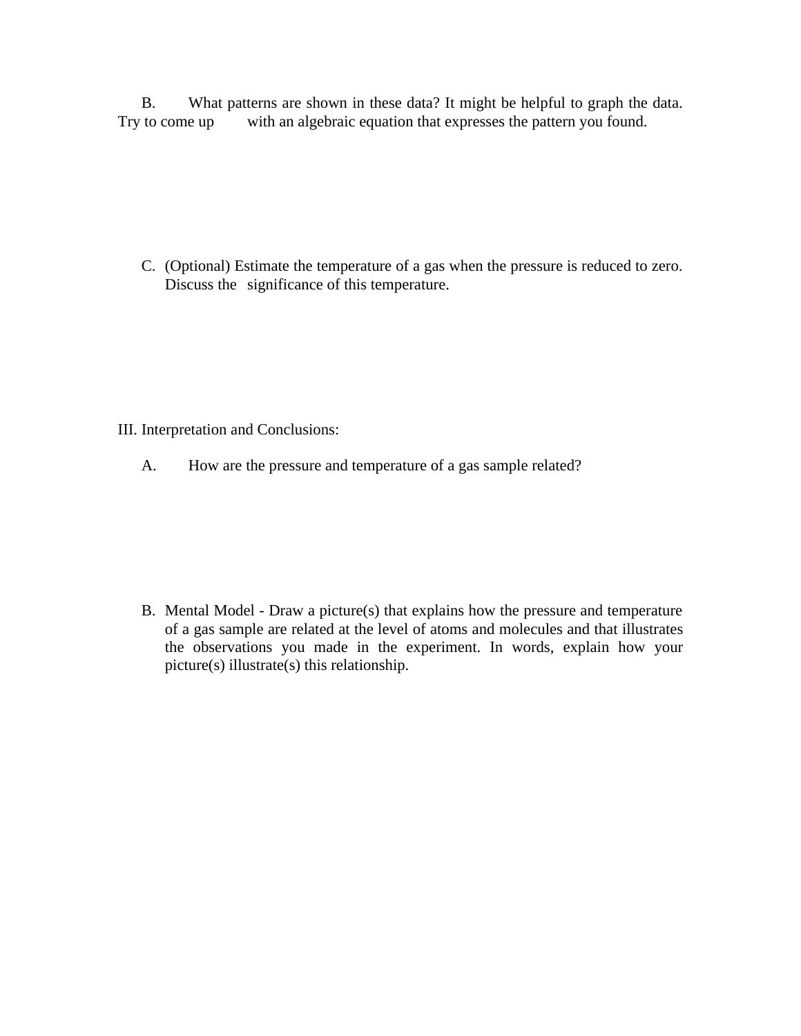B. What patterns are shown in these data? It might be helpful to graph the data. Try to come up with an algebraic equation that expresses the pattern you found.

C. (Optional) Estimate the temperature of a gas when the pressure is reduced to zero. Discuss the significance of this temperature.

III. Interpretation and Conclusions:

A. How are the pressure and temperature of a gas sample related?

B. Mental Model - Draw a picture(s) that explains how the pressure and temperature of a gas sample are related at the level of atoms and molecules and that illustrates the observations you made in the experiment. In words, explain how your picture(s) illustrate(s) this relationship.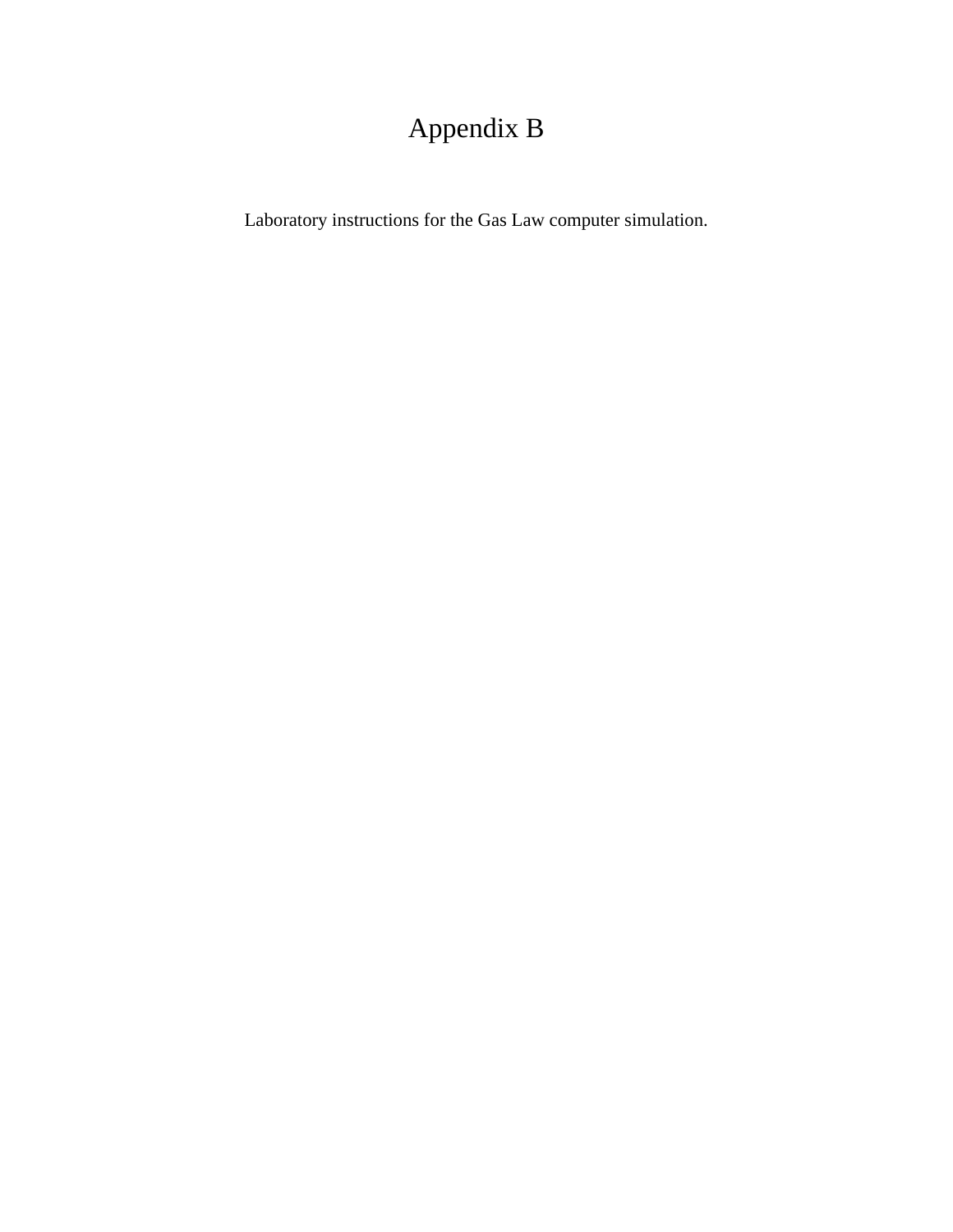# Appendix B

Laboratory instructions for the Gas Law computer simulation.